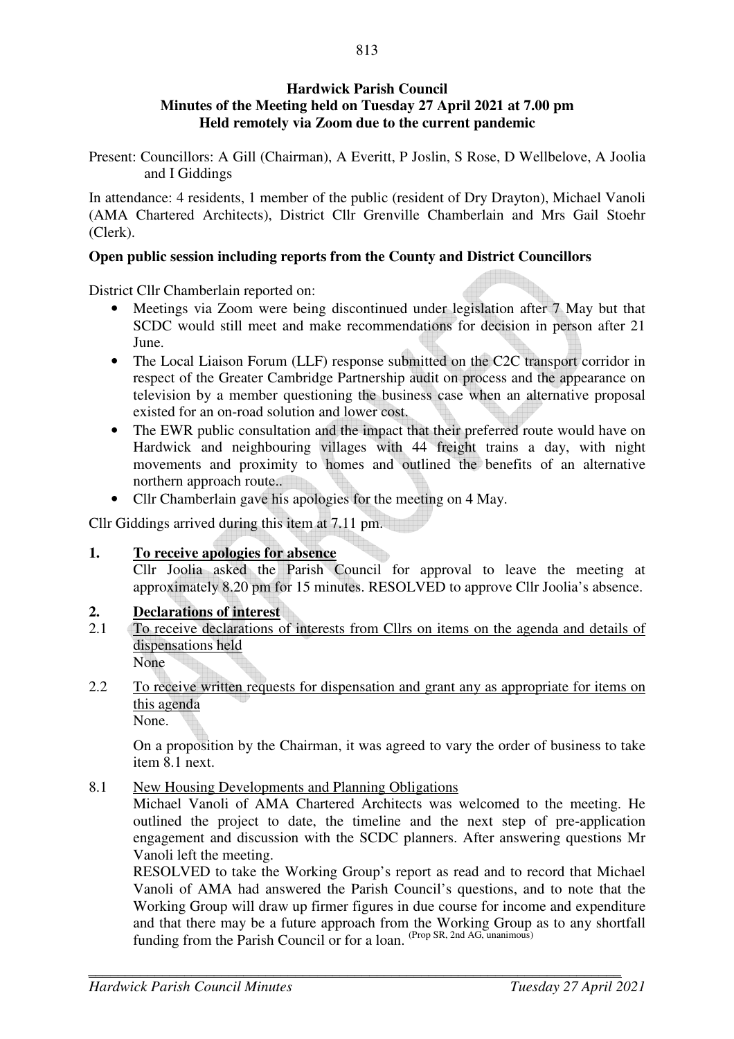**Hardwick Parish Council**
**Minutes of the Meeting held on Tuesday 27 April 2021 at 7.00 pm**
**Held remotely via Zoom due to the current pandemic**

Present: Councillors: A Gill (Chairman), A Everitt, P Joslin, S Rose, D Wellbelove, A Joolia and I Giddings

In attendance: 4 residents, 1 member of the public (resident of Dry Drayton), Michael Vanoli (AMA Chartered Architects), District Cllr Grenville Chamberlain and Mrs Gail Stoehr (Clerk).

**Open public session including reports from the County and District Councillors**

District Cllr Chamberlain reported on:

- Meetings via Zoom were being discontinued under legislation after 7 May but that SCDC would still meet and make recommendations for decision in person after 21 June.
- The Local Liaison Forum (LLF) response submitted on the C2C transport corridor in respect of the Greater Cambridge Partnership audit on process and the appearance on television by a member questioning the business case when an alternative proposal existed for an on-road solution and lower cost.
- The EWR public consultation and the impact that their preferred route would have on Hardwick and neighbouring villages with 44 freight trains a day, with night movements and proximity to homes and outlined the benefits of an alternative northern approach route..
- Cllr Chamberlain gave his apologies for the meeting on 4 May.

Cllr Giddings arrived during this item at 7.11 pm.

**1. To receive apologies for absence**

Cllr Joolia asked the Parish Council for approval to leave the meeting at approximately 8.20 pm for 15 minutes. RESOLVED to approve Cllr Joolia's absence.

**2. Declarations of interest**

2.1 To receive declarations of interests from Cllrs on items on the agenda and details of dispensations held

None

2.2 To receive written requests for dispensation and grant any as appropriate for items on this agenda

None.

On a proposition by the Chairman, it was agreed to vary the order of business to take item 8.1 next.

8.1 New Housing Developments and Planning Obligations

Michael Vanoli of AMA Chartered Architects was welcomed to the meeting. He outlined the project to date, the timeline and the next step of pre-application engagement and discussion with the SCDC planners. After answering questions Mr Vanoli left the meeting.

RESOLVED to take the Working Group's report as read and to record that Michael Vanoli of AMA had answered the Parish Council's questions, and to note that the Working Group will draw up firmer figures in due course for income and expenditure and that there may be a future approach from the Working Group as to any shortfall funding from the Parish Council or for a loan. (Prop SR, 2nd AG, unanimous)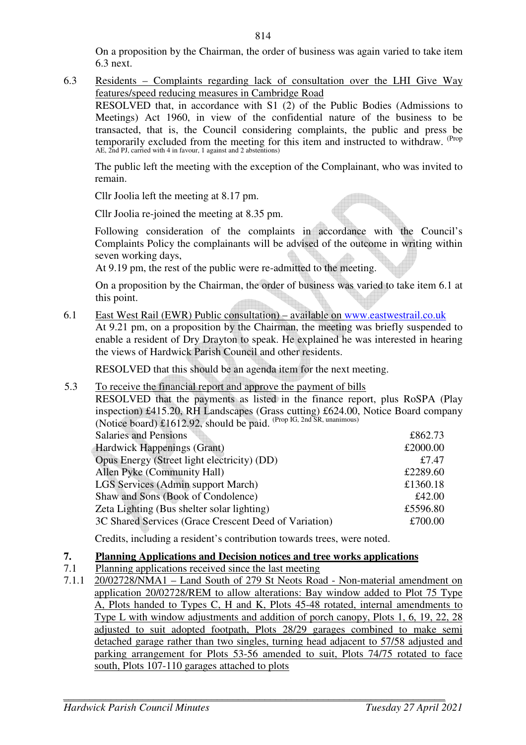On a proposition by the Chairman, the order of business was again varied to take item 6.3 next.

6.3 Residents – Complaints regarding lack of consultation over the LHI Give Way features/speed reducing measures in Cambridge Road

RESOLVED that, in accordance with S1 (2) of the Public Bodies (Admissions to Meetings) Act 1960, in view of the confidential nature of the business to be transacted, that is, the Council considering complaints, the public and press be temporarily excluded from the meeting for this item and instructed to withdraw. (Prop AE, 2nd PJ, carried with 4 in favour, 1 against and 2 abstentions)

The public left the meeting with the exception of the Complainant, who was invited to remain.

Cllr Joolia left the meeting at 8.17 pm.

Cllr Joolia re-joined the meeting at 8.35 pm.

Following consideration of the complaints in accordance with the Council's Complaints Policy the complainants will be advised of the outcome in writing within seven working days,

At 9.19 pm, the rest of the public were re-admitted to the meeting.

On a proposition by the Chairman, the order of business was varied to take item 6.1 at this point.

6.1 East West Rail (EWR) Public consultation) – available on www.eastwestrail.co.uk

At 9.21 pm, on a proposition by the Chairman, the meeting was briefly suspended to enable a resident of Dry Drayton to speak. He explained he was interested in hearing the views of Hardwick Parish Council and other residents.

RESOLVED that this should be an agenda item for the next meeting.

5.3 To receive the financial report and approve the payment of bills

RESOLVED that the payments as listed in the finance report, plus RoSPA (Play inspection) £415.20, RH Landscapes (Grass cutting) £624.00, Notice Board company (Notice board) £1612.92, should be paid. (Prop IG, 2nd SR, unanimous)

| | |
|---|---|
| Salaries and Pensions | £862.73 |
| Hardwick Happenings (Grant) | £2000.00 |
| Opus Energy (Street light electricity) (DD) | £7.47 |
| Allen Pyke (Community Hall) | £2289.60 |
| LGS Services (Admin support March) | £1360.18 |
| Shaw and Sons (Book of Condolence) | £42.00 |
| Zeta Lighting (Bus shelter solar lighting) | £5596.80 |
| 3C Shared Services (Grace Crescent Deed of Variation) | £700.00 |

Credits, including a resident's contribution towards trees, were noted.

## 7. Planning Applications and Decision notices and tree works applications

7.1 Planning applications received since the last meeting

7.1.1 20/02728/NMA1 – Land South of 279 St Neots Road - Non-material amendment on application 20/02728/REM to allow alterations: Bay window added to Plot 75 Type A, Plots handed to Types C, H and K, Plots 45-48 rotated, internal amendments to Type L with window adjustments and addition of porch canopy, Plots 1, 6, 19, 22, 28 adjusted to suit adopted footpath, Plots 28/29 garages combined to make semi detached garage rather than two singles, turning head adjacent to 57/58 adjusted and parking arrangement for Plots 53-56 amended to suit, Plots 74/75 rotated to face south, Plots 107-110 garages attached to plots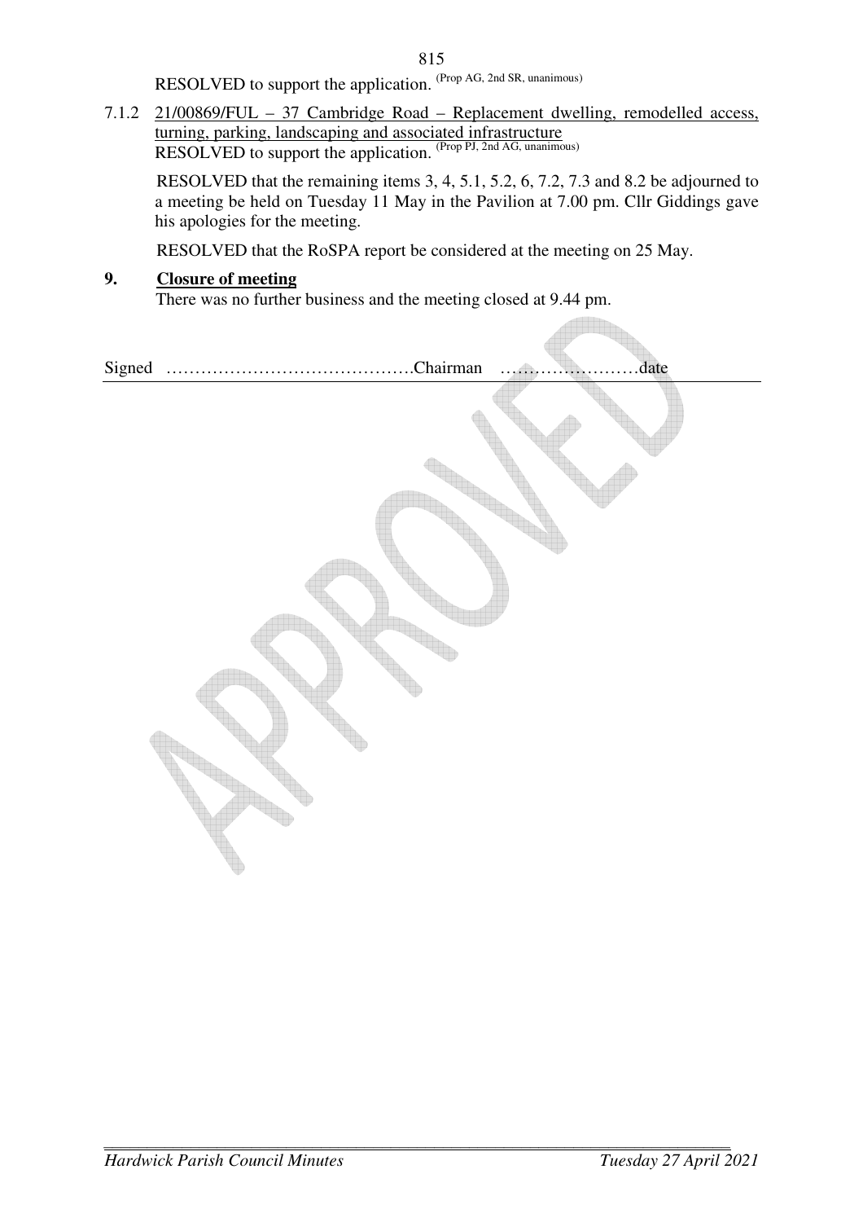RESOLVED to support the application. (Prop AG, 2nd SR, unanimous)

7.1.2 21/00869/FUL – 37 Cambridge Road – Replacement dwelling, remodelled access, turning, parking, landscaping and associated infrastructure

RESOLVED to support the application. (Prop PJ, 2nd AG, unanimous)

RESOLVED that the remaining items 3, 4, 5.1, 5.2, 6, 7.2, 7.3 and 8.2 be adjourned to a meeting be held on Tuesday 11 May in the Pavilion at 7.00 pm. Cllr Giddings gave his apologies for the meeting.

RESOLVED that the RoSPA report be considered at the meeting on 25 May.

## 9. Closure of meeting

There was no further business and the meeting closed at 9.44 pm.

Signed ……………………………………Chairman ……………………date